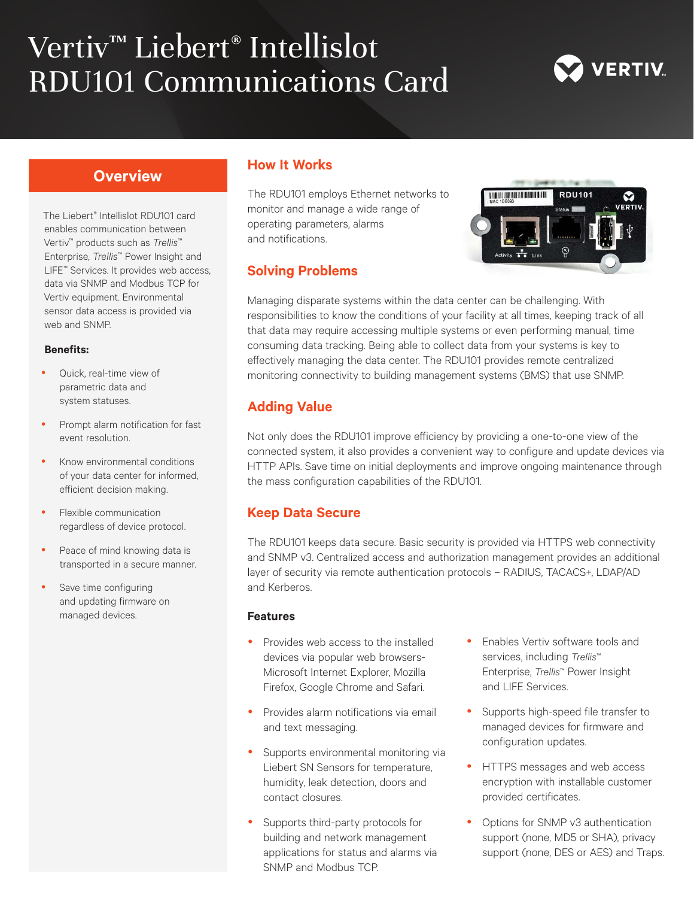# Vertiv™ Liebert® Intellislot RDU101 Communications Card

## Overview

The Liebert® Intellislot RDU101 card enables communication between Vertiv™ products such as *Trellis*™ Enterprise, *Trellis*™ Power Insight and LIFE™ Services. It provides web access, data via SNMP and Modbus TCP for Vertiv equipment. Environmental sensor data access is provided via web and SNMP.

**Benefits:**

- Quick, real-time view of parametric data and system statuses.
- Prompt alarm notification for fast event resolution.
- Know environmental conditions of your data center for informed, efficient decision making.
- Flexible communication regardless of device protocol.
- Peace of mind knowing data is transported in a secure manner.
- Save time configuring and updating firmware on managed devices.

## How It Works

The RDU101 employs Ethernet networks to monitor and manage a wide range of operating parameters, alarms and notifications.

## Solving Problems

Managing disparate systems within the data center can be challenging. With responsibilities to know the conditions of your facility at all times, keeping track of all that data may require accessing multiple systems or even performing manual, time consuming data tracking. Being able to collect data from your systems is key to effectively managing the data center. The RDU101 provides remote centralized monitoring connectivity to building management systems (BMS) that use SNMP.

## Adding Value

Not only does the RDU101 improve efficiency by providing a one-to-one view of the connected system, it also provides a convenient way to configure and update devices via HTTP APIs. Save time on initial deployments and improve ongoing maintenance through the mass configuration capabilities of the RDU101.

## Keep Data Secure

The RDU101 keeps data secure. Basic security is provided via HTTPS web connectivity and SNMP v3. Centralized access and authorization management provides an additional layer of security via remote authentication protocols – RADIUS, TACACS+, LDAP/AD and Kerberos.

### Features

- Provides web access to the installed devices via popular web browsers- Microsoft Internet Explorer, Mozilla Firefox, Google Chrome and Safari.
- Provides alarm notifications via email and text messaging.
- Supports environmental monitoring via Liebert SN Sensors for temperature, humidity, leak detection, doors and contact closures.
- Supports third-party protocols for building and network management applications for status and alarms via SNMP and Modbus TCP.
- Enables Vertiv software tools and services, including *Trellis*™ Enterprise, *Trellis*™ Power Insight and LIFE Services.
- Supports high-speed file transfer to managed devices for firmware and configuration updates.
- HTTPS messages and web access encryption with installable customer provided certificates.
- Options for SNMP v3 authentication support (none, MD5 or SHA), privacy support (none, DES or AES) and Traps.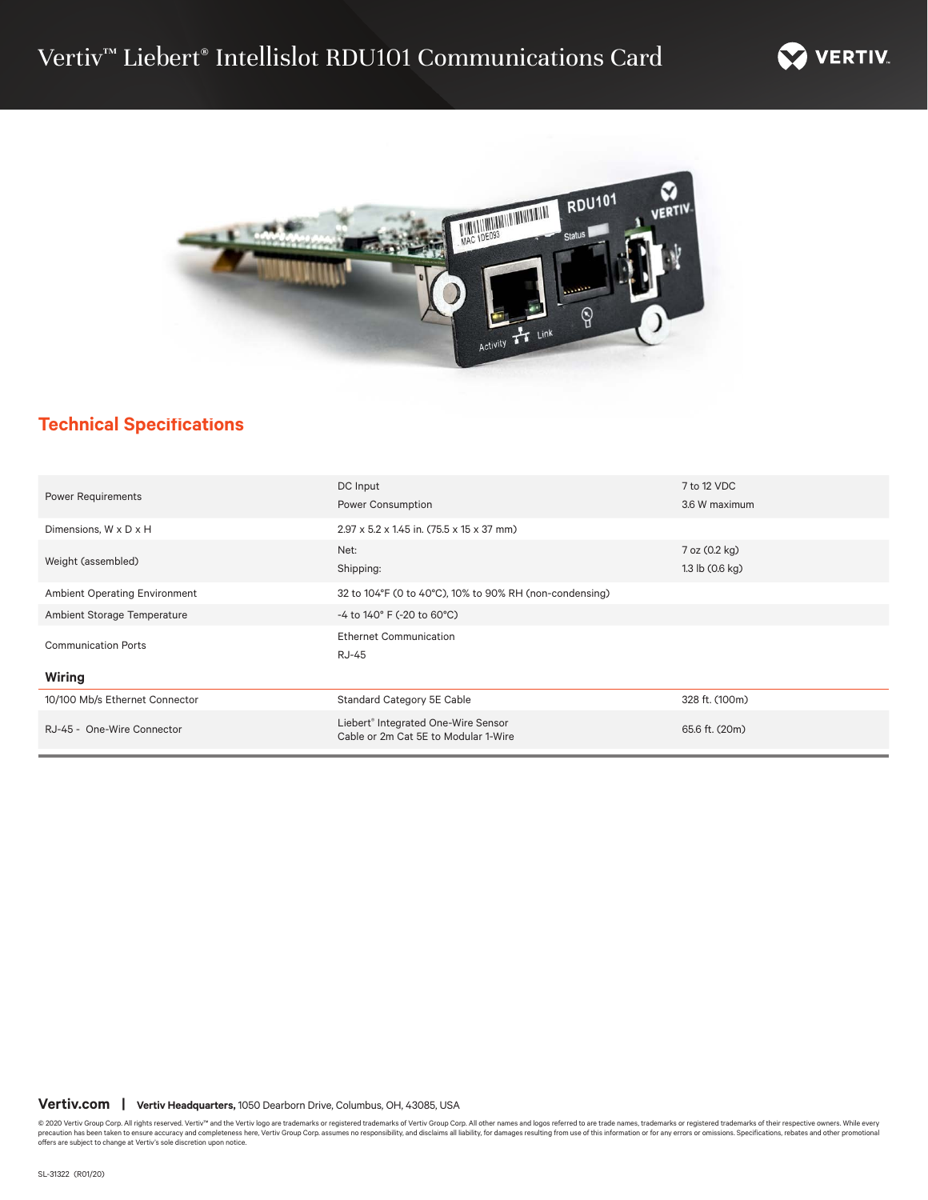# Vertiv™ Liebert® Intellislot RDU101 Communications Card

## Technical Specifications

| | | |
|---|---|---|
| Power Requirements | DC Input | 7 to 12 VDC |
| | Power Consumption | 3.6 W maximum |
| Dimensions, W x D x H | 2.97 x 5.2 x 1.45 in. (75.5 x 15 x 37 mm) | |
| Weight (assembled) | Net: | 7 oz (0.2 kg) |
| | Shipping: | 1.3 lb (0.6 kg) |
| Ambient Operating Environment | 32 to 104°F (0 to 40°C), 10% to 90% RH (non-condensing) | |
| Ambient Storage Temperature | -4 to 140° F (-20 to 60°C) | |
| Communication Ports | Ethernet Communication | |
| | RJ-45 | |

**Wiring**

| | | |
|---|---|---|
| 10/100 Mb/s Ethernet Connector | Standard Category 5E Cable | 328 ft. (100m) |
| RJ-45 - One-Wire Connector | Liebert® Integrated One-Wire Sensor Cable or 2m Cat 5E to Modular 1-Wire | 65.6 ft. (20m) |

**Vertiv.com** | **Vertiv Headquarters,** 1050 Dearborn Drive, Columbus, OH, 43085, USA

© 2020 Vertiv Group Corp. All rights reserved. Vertiv™ and the Vertiv logo are trademarks or registered trademarks of Vertiv Group Corp. All other names and logos referred to are trade names, trademarks or registered trademarks of their respective owners. While every precaution has been taken to ensure accuracy and completeness here, Vertiv Group Corp. assumes no responsibility, and disclaims all liability, for damages resulting from use of this information or for any errors or omissions. Specifications, rebates and other promotional offers are subject to change at Vertiv's sole discretion upon notice.

SL-31322 (R01/20)